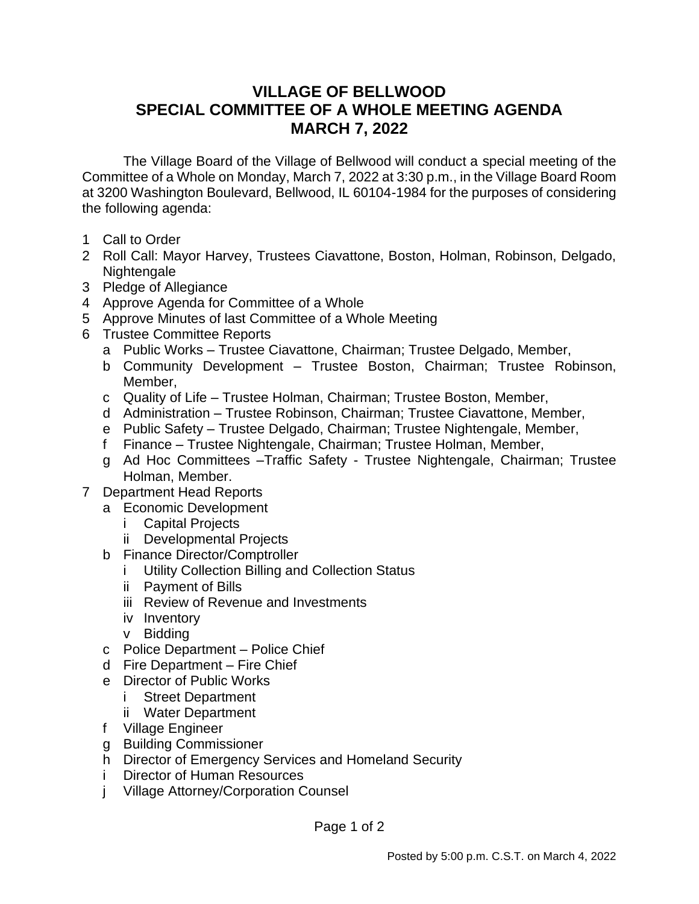# VILLAGE OF BELLWOOD
# SPECIAL COMMITTEE OF A WHOLE MEETING AGENDA
# MARCH 7, 2022

The Village Board of the Village of Bellwood will conduct a special meeting of the Committee of a Whole on Monday, March 7, 2022 at 3:30 p.m., in the Village Board Room at 3200 Washington Boulevard, Bellwood, IL 60104-1984 for the purposes of considering the following agenda:

1 Call to Order
2 Roll Call: Mayor Harvey, Trustees Ciavattone, Boston, Holman, Robinson, Delgado, Nightengale
3 Pledge of Allegiance
4 Approve Agenda for Committee of a Whole
5 Approve Minutes of last Committee of a Whole Meeting
6 Trustee Committee Reports
   - a Public Works – Trustee Ciavattone, Chairman; Trustee Delgado, Member,
   - b Community Development – Trustee Boston, Chairman; Trustee Robinson, Member,
   - c Quality of Life – Trustee Holman, Chairman; Trustee Boston, Member,
   - d Administration – Trustee Robinson, Chairman; Trustee Ciavattone, Member,
   - e Public Safety – Trustee Delgado, Chairman; Trustee Nightengale, Member,
   - f Finance – Trustee Nightengale, Chairman; Trustee Holman, Member,
   - g Ad Hoc Committees –Traffic Safety - Trustee Nightengale, Chairman; Trustee Holman, Member.
7 Department Head Reports
   - a Economic Development
      - i Capital Projects
      - ii Developmental Projects
   - b Finance Director/Comptroller
      - i Utility Collection Billing and Collection Status
      - ii Payment of Bills
      - iii Review of Revenue and Investments
      - iv Inventory
      - v Bidding
   - c Police Department – Police Chief
   - d Fire Department – Fire Chief
   - e Director of Public Works
      - i Street Department
      - ii Water Department
   - f Village Engineer
   - g Building Commissioner
   - h Director of Emergency Services and Homeland Security
   - i Director of Human Resources
   - j Village Attorney/Corporation Counsel

Posted by 5:00 p.m. C.S.T. on March 4, 2022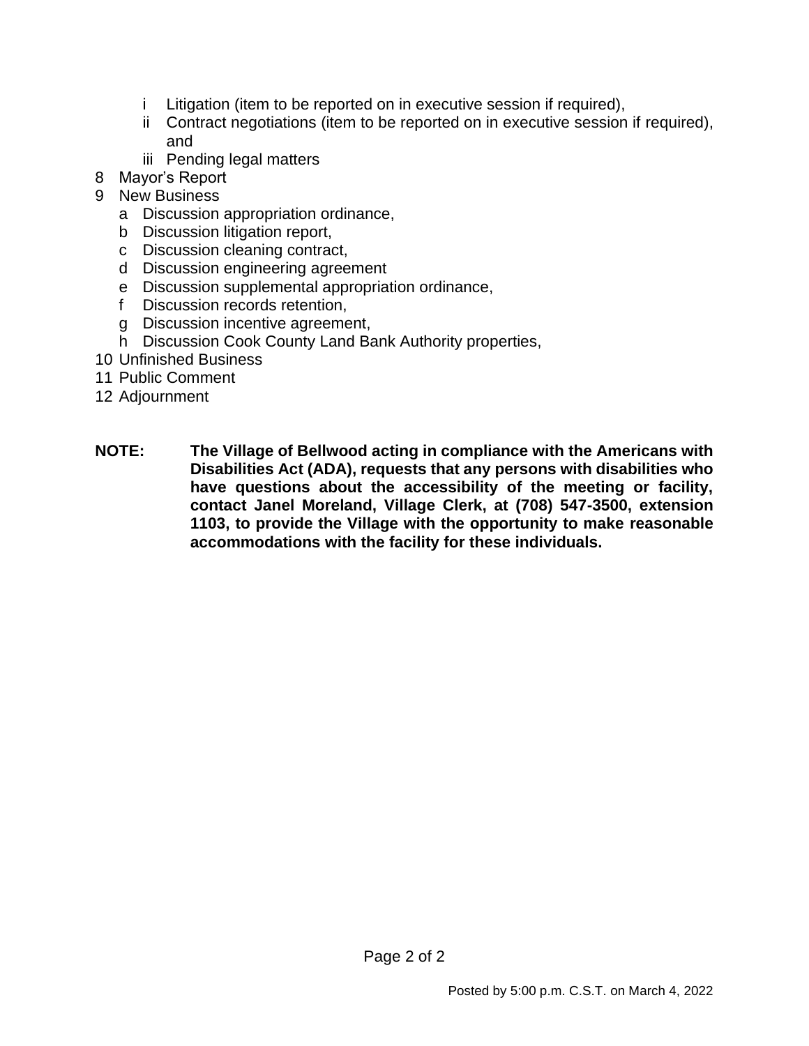i Litigation (item to be reported on in executive session if required),
   ii Contract negotiations (item to be reported on in executive session if required), and
   iii Pending legal matters

8 Mayor's Report

9 New Business
   a Discussion appropriation ordinance,
   b Discussion litigation report,
   c Discussion cleaning contract,
   d Discussion engineering agreement
   e Discussion supplemental appropriation ordinance,
   f Discussion records retention,
   g Discussion incentive agreement,
   h Discussion Cook County Land Bank Authority properties,

10 Unfinished Business

11 Public Comment

12 Adjournment

**NOTE: The Village of Bellwood acting in compliance with the Americans with Disabilities Act (ADA), requests that any persons with disabilities who have questions about the accessibility of the meeting or facility, contact Janel Moreland, Village Clerk, at (708) 547-3500, extension 1103, to provide the Village with the opportunity to make reasonable accommodations with the facility for these individuals.**

Posted by 5:00 p.m. C.S.T. on March 4, 2022